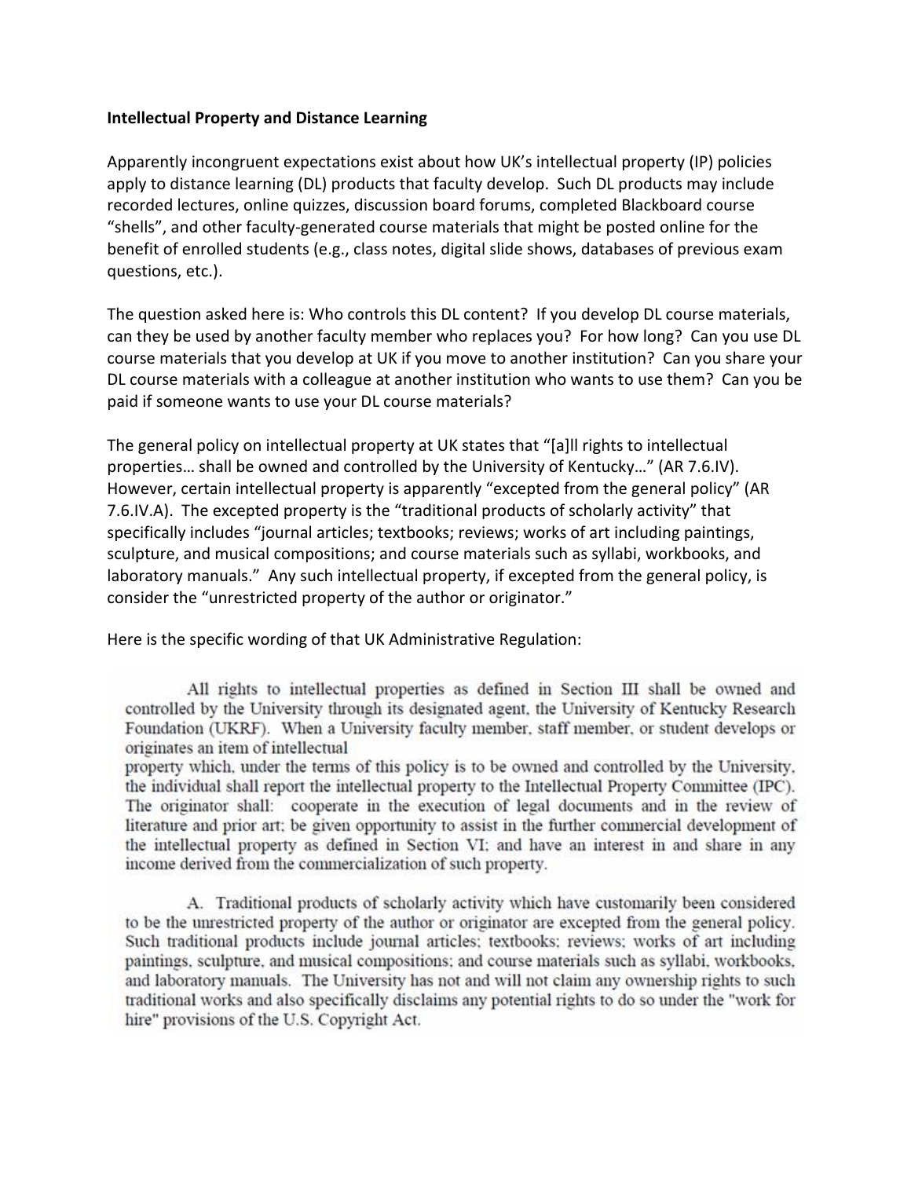**Intellectual Property and Distance Learning**

Apparently incongruent expectations exist about how UK's intellectual property (IP) policies apply to distance learning (DL) products that faculty develop. Such DL products may include recorded lectures, online quizzes, discussion board forums, completed Blackboard course "shells", and other faculty-generated course materials that might be posted online for the benefit of enrolled students (e.g., class notes, digital slide shows, databases of previous exam questions, etc.).

The question asked here is: Who controls this DL content? If you develop DL course materials, can they be used by another faculty member who replaces you? For how long? Can you use DL course materials that you develop at UK if you move to another institution? Can you share your DL course materials with a colleague at another institution who wants to use them? Can you be paid if someone wants to use your DL course materials?

The general policy on intellectual property at UK states that "[a]ll rights to intellectual properties… shall be owned and controlled by the University of Kentucky…" (AR 7.6.IV). However, certain intellectual property is apparently "excepted from the general policy" (AR 7.6.IV.A). The excepted property is the "traditional products of scholarly activity" that specifically includes "journal articles; textbooks; reviews; works of art including paintings, sculpture, and musical compositions; and course materials such as syllabi, workbooks, and laboratory manuals." Any such intellectual property, if excepted from the general policy, is consider the "unrestricted property of the author or originator."

Here is the specific wording of that UK Administrative Regulation:

> All rights to intellectual properties as defined in Section III shall be owned and controlled by the University through its designated agent, the University of Kentucky Research Foundation (UKRF). When a University faculty member, staff member, or student develops or originates an item of intellectual property which, under the terms of this policy is to be owned and controlled by the University, the individual shall report the intellectual property to the Intellectual Property Committee (IPC). The originator shall: cooperate in the execution of legal documents and in the review of literature and prior art; be given opportunity to assist in the further commercial development of the intellectual property as defined in Section VI; and have an interest in and share in any income derived from the commercialization of such property.
>
> A. Traditional products of scholarly activity which have customarily been considered to be the unrestricted property of the author or originator are excepted from the general policy. Such traditional products include journal articles; textbooks; reviews; works of art including paintings, sculpture, and musical compositions; and course materials such as syllabi, workbooks, and laboratory manuals. The University has not and will not claim any ownership rights to such traditional works and also specifically disclaims any potential rights to do so under the "work for hire" provisions of the U.S. Copyright Act.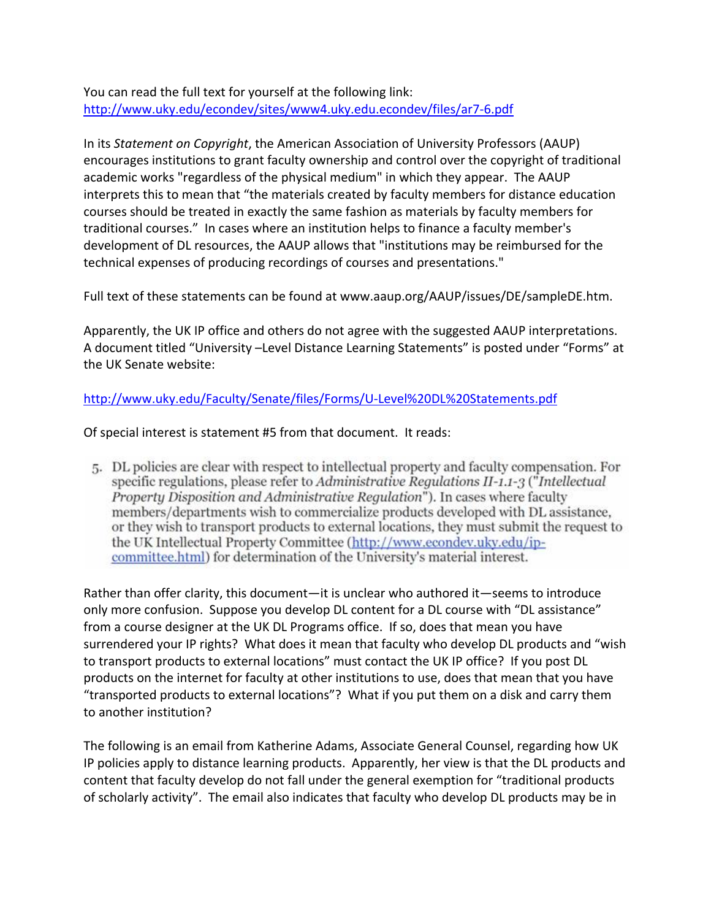You can read the full text for yourself at the following link:
http://www.uky.edu/econdev/sites/www4.uky.edu.econdev/files/ar7-6.pdf

In its *Statement on Copyright*, the American Association of University Professors (AAUP) encourages institutions to grant faculty ownership and control over the copyright of traditional academic works "regardless of the physical medium" in which they appear. The AAUP interprets this to mean that "the materials created by faculty members for distance education courses should be treated in exactly the same fashion as materials by faculty members for traditional courses." In cases where an institution helps to finance a faculty member's development of DL resources, the AAUP allows that "institutions may be reimbursed for the technical expenses of producing recordings of courses and presentations."

Full text of these statements can be found at www.aaup.org/AAUP/issues/DE/sampleDE.htm.

Apparently, the UK IP office and others do not agree with the suggested AAUP interpretations. A document titled "University –Level Distance Learning Statements" is posted under "Forms" at the UK Senate website:

http://www.uky.edu/Faculty/Senate/files/Forms/U-Level%20DL%20Statements.pdf

Of special interest is statement #5 from that document. It reads:

> 5. DL policies are clear with respect to intellectual property and faculty compensation. For specific regulations, please refer to *Administrative Regulations II-1.1-3* ("*Intellectual Property Disposition and Administrative Regulation*"). In cases where faculty members/departments wish to commercialize products developed with DL assistance, or they wish to transport products to external locations, they must submit the request to the UK Intellectual Property Committee (http://www.econdev.uky.edu/ip-committee.html) for determination of the University's material interest.

Rather than offer clarity, this document—it is unclear who authored it—seems to introduce only more confusion. Suppose you develop DL content for a DL course with "DL assistance" from a course designer at the UK DL Programs office. If so, does that mean you have surrendered your IP rights? What does it mean that faculty who develop DL products and "wish to transport products to external locations" must contact the UK IP office? If you post DL products on the internet for faculty at other institutions to use, does that mean that you have "transported products to external locations"? What if you put them on a disk and carry them to another institution?

The following is an email from Katherine Adams, Associate General Counsel, regarding how UK IP policies apply to distance learning products. Apparently, her view is that the DL products and content that faculty develop do not fall under the general exemption for "traditional products of scholarly activity". The email also indicates that faculty who develop DL products may be in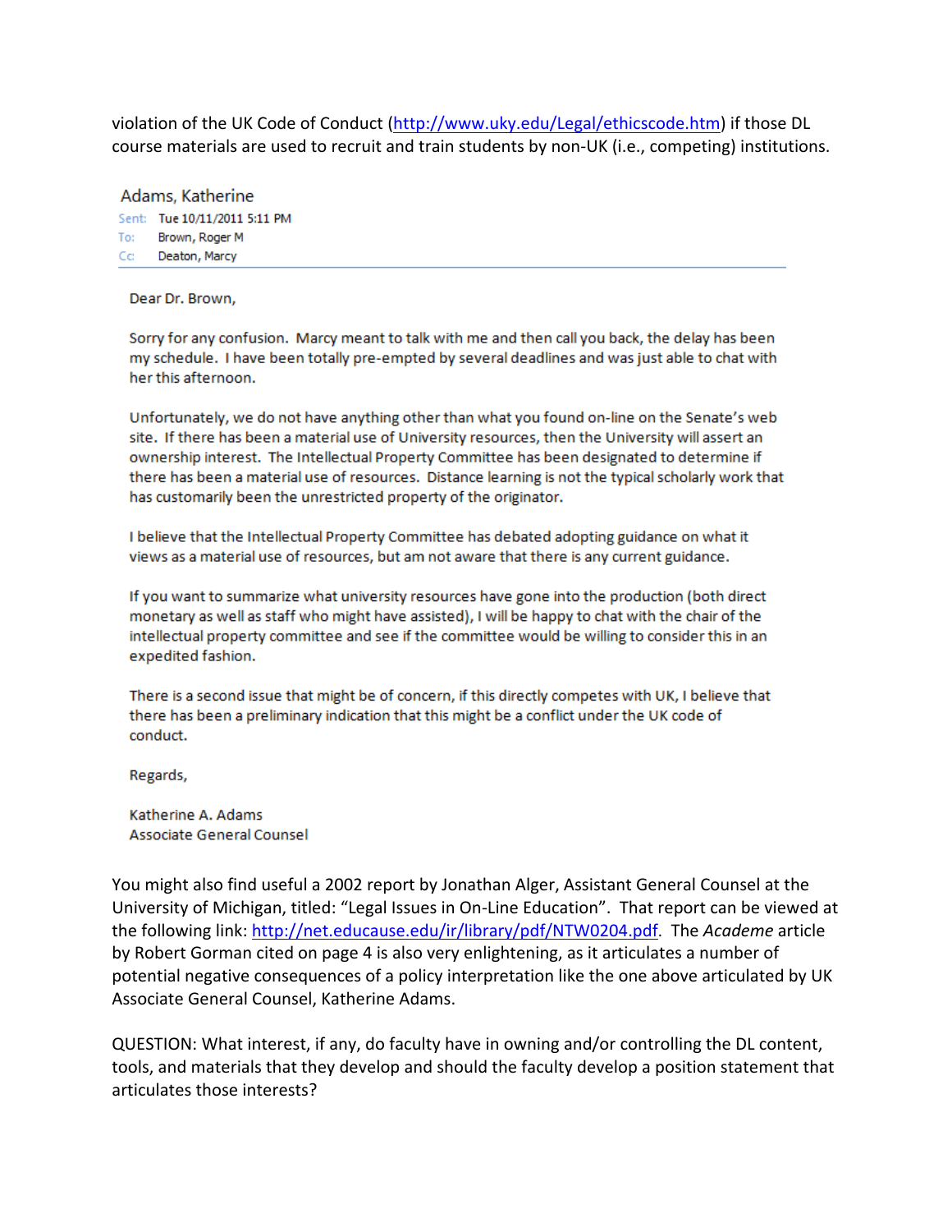violation of the UK Code of Conduct (http://www.uky.edu/Legal/ethicscode.htm) if those DL course materials are used to recruit and train students by non-UK (i.e., competing) institutions.

> Adams, Katherine
>
> Sent: Tue 10/11/2011 5:11 PM
> To: Brown, Roger M
> Cc: Deaton, Marcy
>
> Dear Dr. Brown,
>
> Sorry for any confusion. Marcy meant to talk with me and then call you back, the delay has been my schedule. I have been totally pre-empted by several deadlines and was just able to chat with her this afternoon.
>
> Unfortunately, we do not have anything other than what you found on-line on the Senate's web site. If there has been a material use of University resources, then the University will assert an ownership interest. The Intellectual Property Committee has been designated to determine if there has been a material use of resources. Distance learning is not the typical scholarly work that has customarily been the unrestricted property of the originator.
>
> I believe that the Intellectual Property Committee has debated adopting guidance on what it views as a material use of resources, but am not aware that there is any current guidance.
>
> If you want to summarize what university resources have gone into the production (both direct monetary as well as staff who might have assisted), I will be happy to chat with the chair of the intellectual property committee and see if the committee would be willing to consider this in an expedited fashion.
>
> There is a second issue that might be of concern, if this directly competes with UK, I believe that there has been a preliminary indication that this might be a conflict under the UK code of conduct.
>
> Regards,
>
> Katherine A. Adams
> Associate General Counsel

You might also find useful a 2002 report by Jonathan Alger, Assistant General Counsel at the University of Michigan, titled: "Legal Issues in On-Line Education". That report can be viewed at the following link: http://net.educause.edu/ir/library/pdf/NTW0204.pdf. The *Academe* article by Robert Gorman cited on page 4 is also very enlightening, as it articulates a number of potential negative consequences of a policy interpretation like the one above articulated by UK Associate General Counsel, Katherine Adams.

QUESTION: What interest, if any, do faculty have in owning and/or controlling the DL content, tools, and materials that they develop and should the faculty develop a position statement that articulates those interests?